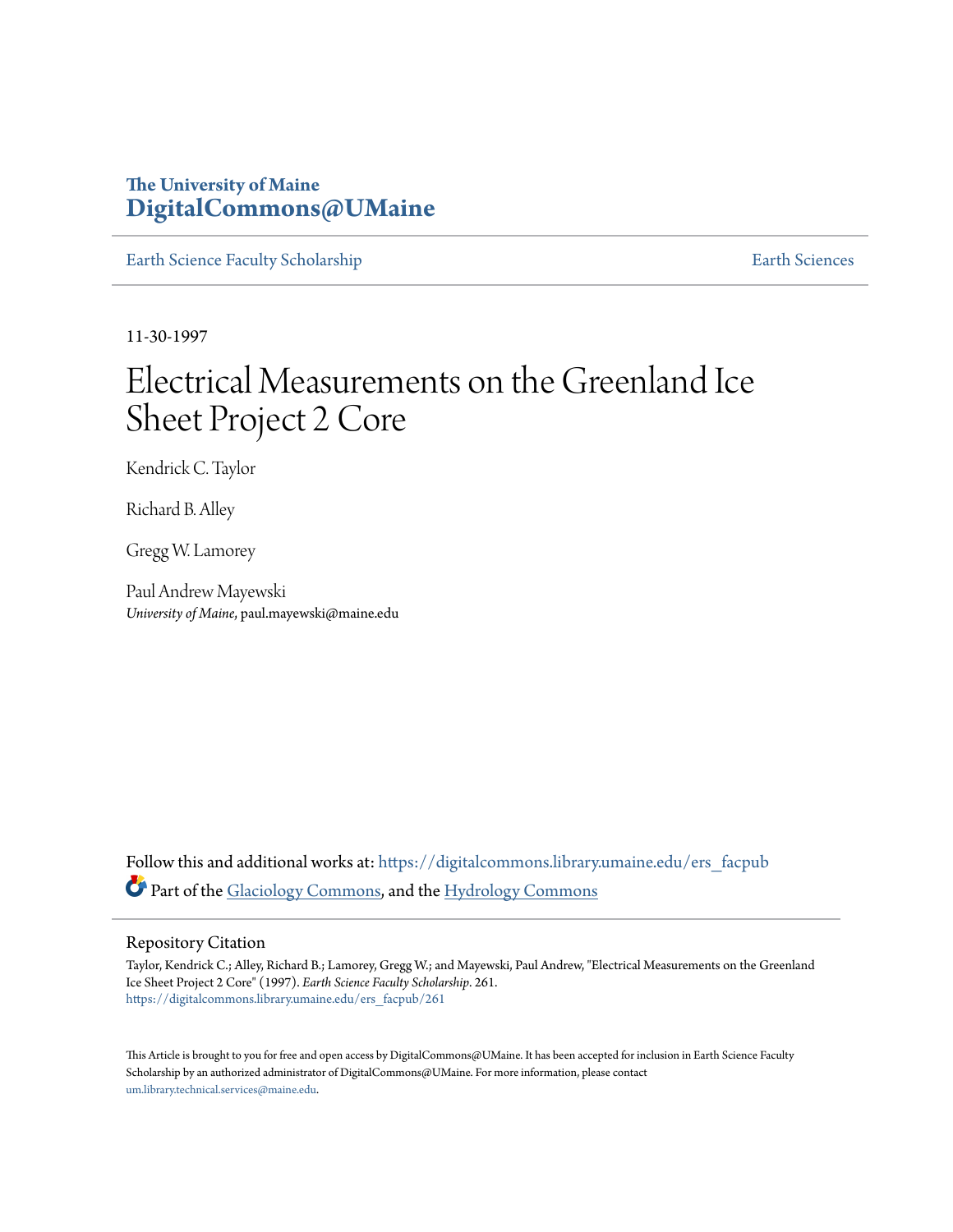The University of Maine
**DigitalCommons@UMaine**

Earth Science Faculty Scholarship | Earth Sciences

11-30-1997

# Electrical Measurements on the Greenland Ice Sheet Project 2 Core

Kendrick C. Taylor

Richard B. Alley

Gregg W. Lamorey

Paul Andrew Mayewski
*University of Maine*, paul.mayewski@maine.edu

Follow this and additional works at: https://digitalcommons.library.umaine.edu/ers_facpub

Part of the Glaciology Commons, and the Hydrology Commons

## Repository Citation

Taylor, Kendrick C.; Alley, Richard B.; Lamorey, Gregg W.; and Mayewski, Paul Andrew, "Electrical Measurements on the Greenland Ice Sheet Project 2 Core" (1997). *Earth Science Faculty Scholarship*. 261.
https://digitalcommons.library.umaine.edu/ers_facpub/261

This Article is brought to you for free and open access by DigitalCommons@UMaine. It has been accepted for inclusion in Earth Science Faculty Scholarship by an authorized administrator of DigitalCommons@UMaine. For more information, please contact um.library.technical.services@maine.edu.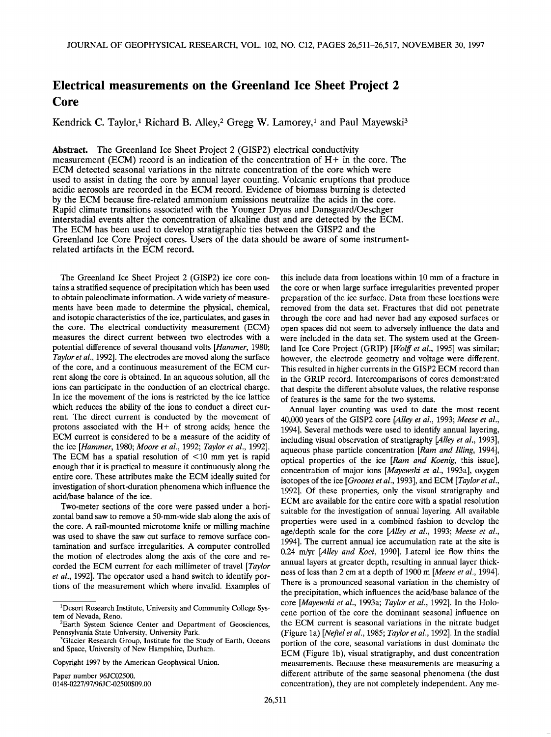# Electrical measurements on the Greenland Ice Sheet Project 2 Core

Kendrick C. Taylor,[1] Richard B. Alley,[2] Gregg W. Lamorey,[1] and Paul Mayewski[3]

**Abstract.** The Greenland Ice Sheet Project 2 (GISP2) electrical conductivity measurement (ECM) record is an indication of the concentration of H+ in the core. The ECM detected seasonal variations in the nitrate concentration of the core which were used to assist in dating the core by annual layer counting. Volcanic eruptions that produce acidic aerosols are recorded in the ECM record. Evidence of biomass burning is detected by the ECM because fire-related ammonium emissions neutralize the acids in the core. Rapid climate transitions associated with the Younger Dryas and Dansgaard/Oeschger interstadial events alter the concentration of alkaline dust and are detected by the ECM. The ECM has been used to develop stratigraphic ties between the GISP2 and the Greenland Ice Core Project cores. Users of the data should be aware of some instrument-related artifacts in the ECM record.

The Greenland Ice Sheet Project 2 (GISP2) ice core contains a stratified sequence of precipitation which has been used to obtain paleoclimate information. A wide variety of measurements have been made to determine the physical, chemical, and isotopic characteristics of the ice, particulates, and gases in the core. The electrical conductivity measurement (ECM) measures the direct current between two electrodes with a potential difference of several thousand volts [*Hammer*, 1980; *Taylor et al.*, 1992]. The electrodes are moved along the surface of the core, and a continuous measurement of the ECM current along the core is obtained. In an aqueous solution, all the ions can participate in the conduction of an electrical charge. In ice the movement of the ions is restricted by the ice lattice which reduces the ability of the ions to conduct a direct current. The direct current is conducted by the movement of protons associated with the H+ of strong acids; hence the ECM current is considered to be a measure of the acidity of the ice [*Hammer*, 1980; *Moore et al.*, 1992; *Taylor et al.*, 1992]. The ECM has a spatial resolution of <10 mm yet is rapid enough that it is practical to measure it continuously along the entire core. These attributes make the ECM ideally suited for investigation of short-duration phenomena which influence the acid/base balance of the ice.

Two-meter sections of the core were passed under a horizontal band saw to remove a 50-mm-wide slab along the axis of the core. A rail-mounted microtome knife or milling machine was used to shave the saw cut surface to remove surface contamination and surface irregularities. A computer controlled the motion of electrodes along the axis of the core and recorded the ECM current for each millimeter of travel [*Taylor et al.*, 1992]. The operator used a hand switch to identify portions of the measurement which where invalid. Examples of this include data from locations within 10 mm of a fracture in the core or when large surface irregularities prevented proper preparation of the ice surface. Data from these locations were removed from the data set. Fractures that did not penetrate through the core and had never had any exposed surfaces or open spaces did not seem to adversely influence the data and were included in the data set. The system used at the Greenland Ice Core Project (GRIP) [*Wolff et al.*, 1995] was similar; however, the electrode geometry and voltage were different. This resulted in higher currents in the GISP2 ECM record than in the GRIP record. Intercomparisons of cores demonstrated that despite the different absolute values, the relative response of features is the same for the two systems.

Annual layer counting was used to date the most recent 40,000 years of the GISP2 core [*Alley et al.*, 1993; *Meese et al.*, 1994]. Several methods were used to identify annual layering, including visual observation of stratigraphy [*Alley et al.*, 1993], aqueous phase particle concentration [*Ram and Illing*, 1994], optical properties of the ice [*Ram and Koenig*, this issue], concentration of major ions [*Mayewski et al.*, 1993a], oxygen isotopes of the ice [*Grootes et al.*, 1993], and ECM [*Taylor et al.*, 1992]. Of these properties, only the visual stratigraphy and ECM are available for the entire core with a spatial resolution suitable for the investigation of annual layering. All available properties were used in a combined fashion to develop the age/depth scale for the core [*Alley et al.*, 1993; *Meese et al.*, 1994]. The current annual ice accumulation rate at the site is 0.24 m/yr [*Alley and Koci*, 1990]. Lateral ice flow thins the annual layers at greater depth, resulting in annual layer thickness of less than 2 cm at a depth of 1900 m [*Meese et al.*, 1994]. There is a pronounced seasonal variation in the chemistry of the precipitation, which influences the acid/base balance of the core [*Mayewski et al.*, 1993a; *Taylor et al.*, 1992]. In the Holocene portion of the core the dominant seasonal influence on the ECM current is seasonal variations in the nitrate budget (Figure 1a) [*Neftel et al.*, 1985; *Taylor et al.*, 1992]. In the stadial portion of the core, seasonal variations in dust dominate the ECM (Figure 1b), visual stratigraphy, and dust concentration measurements. Because these measurements are measuring a different attribute of the same seasonal phenomena (the dust concentration), they are not completely independent. Any me-

[1]Desert Research Institute, University and Community College System of Nevada, Reno.

[2]Earth System Science Center and Department of Geosciences, Pennsylvania State University, University Park.

[3]Glacier Research Group, Institute for the Study of Earth, Oceans and Space, University of New Hampshire, Durham.

Copyright 1997 by the American Geophysical Union.

Paper number 96JC02500.
0148-0227/97/96JC-02500$09.00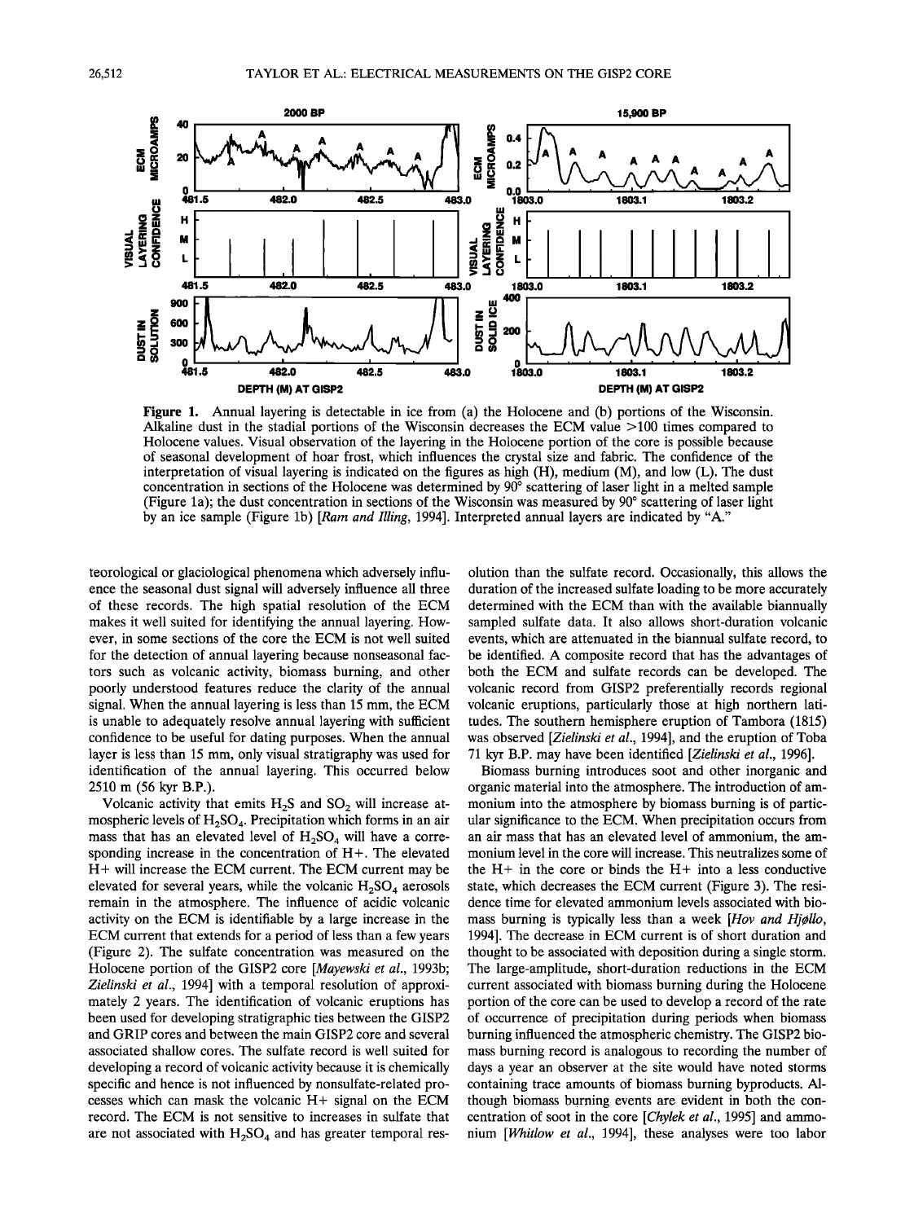**Figure 1.** Annual layering is detectable in ice from (a) the Holocene and (b) portions of the Wisconsin. Alkaline dust in the stadial portions of the Wisconsin decreases the ECM value >100 times compared to Holocene values. Visual observation of the layering in the Holocene portion of the core is possible because of seasonal development of hoar frost, which influences the crystal size and fabric. The confidence of the interpretation of visual layering is indicated on the figures as high (H), medium (M), and low (L). The dust concentration in sections of the Holocene was determined by 90° scattering of laser light in a melted sample (Figure 1a); the dust concentration in sections of the Wisconsin was measured by 90° scattering of laser light by an ice sample (Figure 1b) [*Ram and Illing*, 1994]. Interpreted annual layers are indicated by "A."

teorological or glaciological phenomena which adversely influence the seasonal dust signal will adversely influence all three of these records. The high spatial resolution of the ECM makes it well suited for identifying the annual layering. However, in some sections of the core the ECM is not well suited for the detection of annual layering because nonseasonal factors such as volcanic activity, biomass burning, and other poorly understood features reduce the clarity of the annual signal. When the annual layering is less than 15 mm, the ECM is unable to adequately resolve annual layering with sufficient confidence to be useful for dating purposes. When the annual layer is less than 15 mm, only visual stratigraphy was used for identification of the annual layering. This occurred below 2510 m (56 kyr B.P.).

Volcanic activity that emits $H_2S$ and $SO_2$ will increase atmospheric levels of $H_2SO_4$. Precipitation which forms in an air mass that has an elevated level of $H_2SO_4$ will have a corresponding increase in the concentration of H+. The elevated H+ will increase the ECM current. The ECM current may be elevated for several years, while the volcanic $H_2SO_4$ aerosols remain in the atmosphere. The influence of acidic volcanic activity on the ECM is identifiable by a large increase in the ECM current that extends for a period of less than a few years (Figure 2). The sulfate concentration was measured on the Holocene portion of the GISP2 core [*Mayewski et al.*, 1993b; *Zielinski et al.*, 1994] with a temporal resolution of approximately 2 years. The identification of volcanic eruptions has been used for developing stratigraphic ties between the GISP2 and GRIP cores and between the main GISP2 core and several associated shallow cores. The sulfate record is well suited for developing a record of volcanic activity because it is chemically specific and hence is not influenced by nonsulfate-related processes which can mask the volcanic H+ signal on the ECM record. The ECM is not sensitive to increases in sulfate that are not associated with $H_2SO_4$ and has greater temporal resolution than the sulfate record. Occasionally, this allows the duration of the increased sulfate loading to be more accurately determined with the ECM than with the available biannually sampled sulfate data. It also allows short-duration volcanic events, which are attenuated in the biannual sulfate record, to be identified. A composite record that has the advantages of both the ECM and sulfate records can be developed. The volcanic record from GISP2 preferentially records regional volcanic eruptions, particularly those at high northern latitudes. The southern hemisphere eruption of Tambora (1815) was observed [*Zielinski et al.*, 1994], and the eruption of Toba 71 kyr B.P. may have been identified [*Zielinski et al.*, 1996].

Biomass burning introduces soot and other inorganic and organic material into the atmosphere. The introduction of ammonium into the atmosphere by biomass burning is of particular significance to the ECM. When precipitation occurs from an air mass that has an elevated level of ammonium, the ammonium level in the core will increase. This neutralizes some of the H+ in the core or binds the H+ into a less conductive state, which decreases the ECM current (Figure 3). The residence time for elevated ammonium levels associated with biomass burning is typically less than a week [*Hov and Hjøllo*, 1994]. The decrease in ECM current is of short duration and thought to be associated with deposition during a single storm. The large-amplitude, short-duration reductions in the ECM current associated with biomass burning during the Holocene portion of the core can be used to develop a record of the rate of occurrence of precipitation during periods when biomass burning influenced the atmospheric chemistry. The GISP2 biomass burning record is analogous to recording the number of days a year an observer at the site would have noted storms containing trace amounts of biomass burning byproducts. Although biomass burning events are evident in both the concentration of soot in the core [*Chylek et al.*, 1995] and ammonium [*Whitlow et al.*, 1994], these analyses were too labor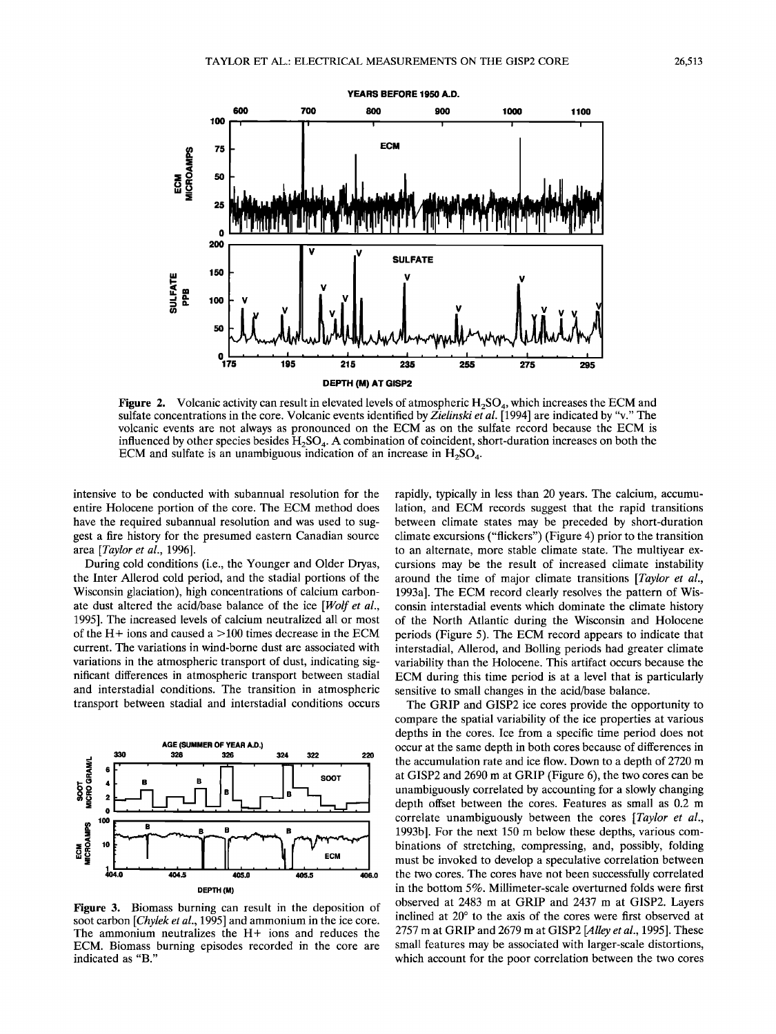Figure 2. Volcanic activity can result in elevated levels of atmospheric $H_2SO_4$, which increases the ECM and sulfate concentrations in the core. Volcanic events identified by *Zielinski et al.* [1994] are indicated by "v." The volcanic events are not always as pronounced on the ECM as on the sulfate record because the ECM is influenced by other species besides $H_2SO_4$. A combination of coincident, short-duration increases on both the ECM and sulfate is an unambiguous indication of an increase in $H_2SO_4$.

intensive to be conducted with subannual resolution for the entire Holocene portion of the core. The ECM method does have the required subannual resolution and was used to suggest a fire history for the presumed eastern Canadian source area [*Taylor et al.*, 1996].

During cold conditions (i.e., the Younger and Older Dryas, the Inter Allerod cold period, and the stadial portions of the Wisconsin glaciation), high concentrations of calcium carbonate dust altered the acid/base balance of the ice [*Wolf et al.*, 1995]. The increased levels of calcium neutralized all or most of the H+ ions and caused a >100 times decrease in the ECM current. The variations in wind-borne dust are associated with variations in the atmospheric transport of dust, indicating significant differences in atmospheric transport between stadial and interstadial conditions. The transition in atmospheric transport between stadial and interstadial conditions occurs rapidly, typically in less than 20 years. The calcium, accumulation, and ECM records suggest that the rapid transitions between climate states may be preceded by short-duration climate excursions ("flickers") (Figure 4) prior to the transition to an alternate, more stable climate state. The multiyear excursions may be the result of increased climate instability around the time of major climate transitions [*Taylor et al.*, 1993a]. The ECM record clearly resolves the pattern of Wisconsin interstadial events which dominate the climate history of the North Atlantic during the Wisconsin and Holocene periods (Figure 5). The ECM record appears to indicate that interstadial, Allerod, and Bolling periods had greater climate variability than the Holocene. This artifact occurs because the ECM during this time period is at a level that is particularly sensitive to small changes in the acid/base balance.

Figure 3. Biomass burning can result in the deposition of soot carbon [*Chylek et al.*, 1995] and ammonium in the ice core. The ammonium neutralizes the H+ ions and reduces the ECM. Biomass burning episodes recorded in the core are indicated as "B."

The GRIP and GISP2 ice cores provide the opportunity to compare the spatial variability of the ice properties at various depths in the cores. Ice from a specific time period does not occur at the same depth in both cores because of differences in the accumulation rate and ice flow. Down to a depth of 2720 m at GISP2 and 2690 m at GRIP (Figure 6), the two cores can be unambiguously correlated by accounting for a slowly changing depth offset between the cores. Features as small as 0.2 m correlate unambiguously between the cores [*Taylor et al.*, 1993b]. For the next 150 m below these depths, various combinations of stretching, compressing, and, possibly, folding must be invoked to develop a speculative correlation between the two cores. The cores have not been successfully correlated in the bottom 5%. Millimeter-scale overturned folds were first observed at 2483 m at GRIP and 2437 m at GISP2. Layers inclined at 20° to the axis of the cores were first observed at 2757 m at GRIP and 2679 m at GISP2 [*Alley et al.*, 1995]. These small features may be associated with larger-scale distortions, which account for the poor correlation between the two cores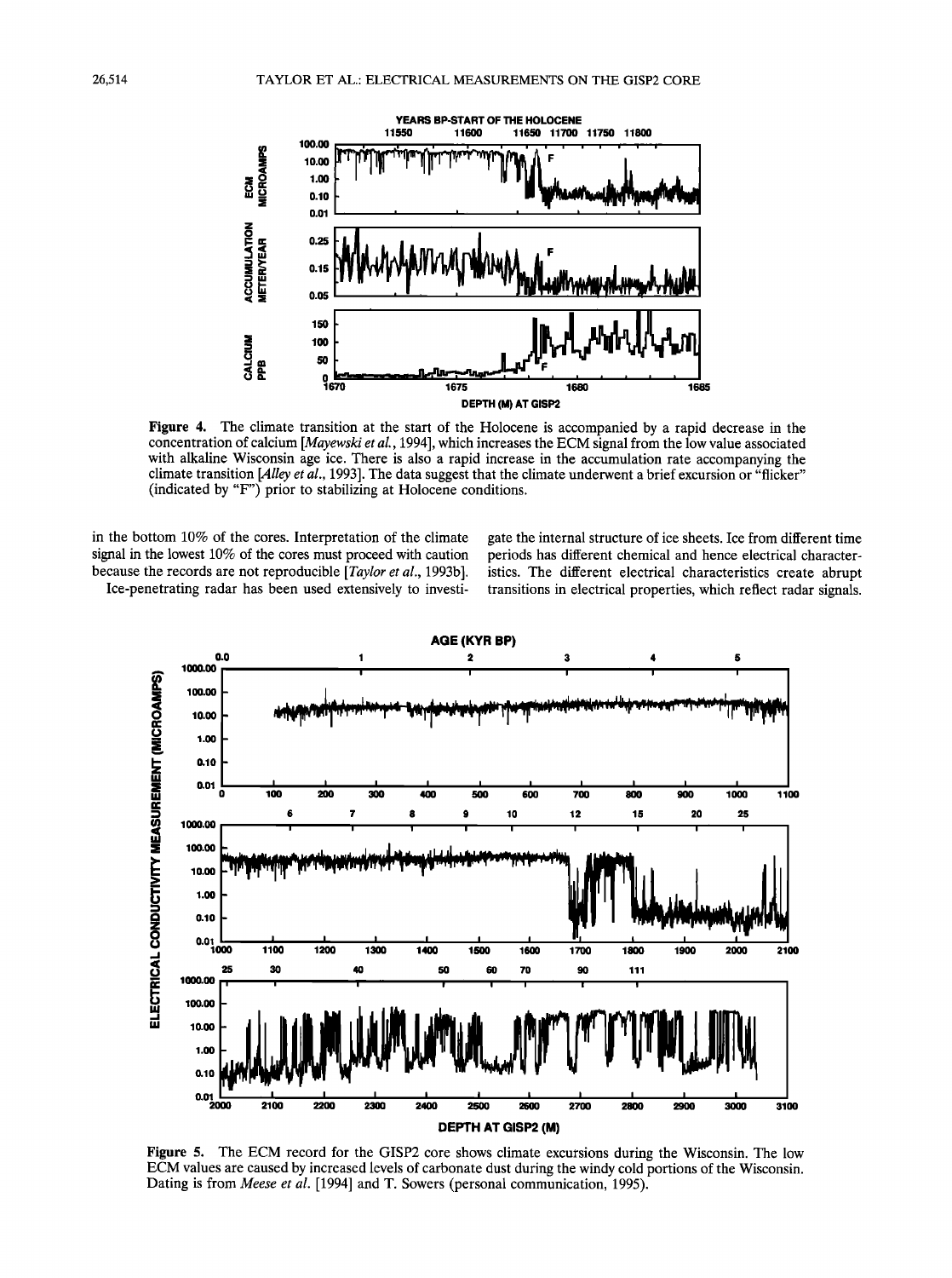**Figure 4.** The climate transition at the start of the Holocene is accompanied by a rapid decrease in the concentration of calcium [*Mayewski et al.*, 1994], which increases the ECM signal from the low value associated with alkaline Wisconsin age ice. There is also a rapid increase in the accumulation rate accompanying the climate transition [*Alley et al.*, 1993]. The data suggest that the climate underwent a brief excursion or "flicker" (indicated by "F") prior to stabilizing at Holocene conditions.

in the bottom 10% of the cores. Interpretation of the climate signal in the lowest 10% of the cores must proceed with caution because the records are not reproducible [*Taylor et al.*, 1993b].

Ice-penetrating radar has been used extensively to investigate the internal structure of ice sheets. Ice from different time periods has different chemical and hence electrical characteristics. The different electrical characteristics create abrupt transitions in electrical properties, which reflect radar signals.

**Figure 5.** The ECM record for the GISP2 core shows climate excursions during the Wisconsin. The low ECM values are caused by increased levels of carbonate dust during the windy cold portions of the Wisconsin. Dating is from *Meese et al.* [1994] and T. Sowers (personal communication, 1995).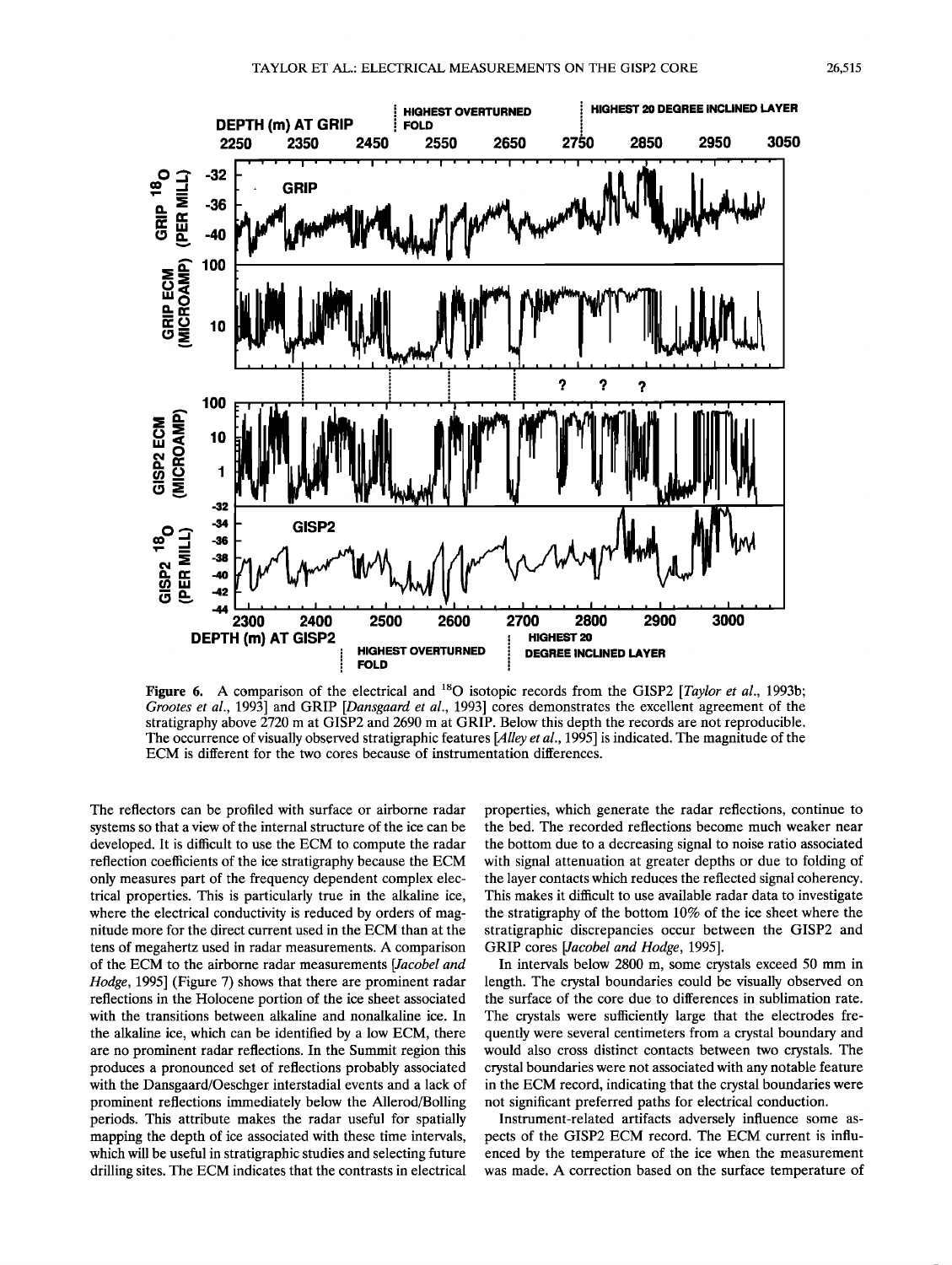**Figure 6.** A comparison of the electrical and $^{18}O$ isotopic records from the GISP2 [*Taylor et al.*, 1993b; *Grootes et al.*, 1993] and GRIP [*Dansgaard et al.*, 1993] cores demonstrates the excellent agreement of the stratigraphy above 2720 m at GISP2 and 2690 m at GRIP. Below this depth the records are not reproducible. The occurrence of visually observed stratigraphic features [*Alley et al.*, 1995] is indicated. The magnitude of the ECM is different for the two cores because of instrumentation differences.

The reflectors can be profiled with surface or airborne radar systems so that a view of the internal structure of the ice can be developed. It is difficult to use the ECM to compute the radar reflection coefficients of the ice stratigraphy because the ECM only measures part of the frequency dependent complex electrical properties. This is particularly true in the alkaline ice, where the electrical conductivity is reduced by orders of magnitude more for the direct current used in the ECM than at the tens of megahertz used in radar measurements. A comparison of the ECM to the airborne radar measurements [*Jacobel and Hodge*, 1995] (Figure 7) shows that there are prominent radar reflections in the Holocene portion of the ice sheet associated with the transitions between alkaline and nonalkaline ice. In the alkaline ice, which can be identified by a low ECM, there are no prominent radar reflections. In the Summit region this produces a pronounced set of reflections probably associated with the Dansgaard/Oeschger interstadial events and a lack of prominent reflections immediately below the Allerod/Bolling periods. This attribute makes the radar useful for spatially mapping the depth of ice associated with these time intervals, which will be useful in stratigraphic studies and selecting future drilling sites. The ECM indicates that the contrasts in electrical properties, which generate the radar reflections, continue to the bed. The recorded reflections become much weaker near the bottom due to a decreasing signal to noise ratio associated with signal attenuation at greater depths or due to folding of the layer contacts which reduces the reflected signal coherency. This makes it difficult to use available radar data to investigate the stratigraphy of the bottom 10% of the ice sheet where the stratigraphic discrepancies occur between the GISP2 and GRIP cores [*Jacobel and Hodge*, 1995].

In intervals below 2800 m, some crystals exceed 50 mm in length. The crystal boundaries could be visually observed on the surface of the core due to differences in sublimation rate. The crystals were sufficiently large that the electrodes frequently were several centimeters from a crystal boundary and would also cross distinct contacts between two crystals. The crystal boundaries were not associated with any notable feature in the ECM record, indicating that the crystal boundaries were not significant preferred paths for electrical conduction.

Instrument-related artifacts adversely influence some aspects of the GISP2 ECM record. The ECM current is influenced by the temperature of the ice when the measurement was made. A correction based on the surface temperature of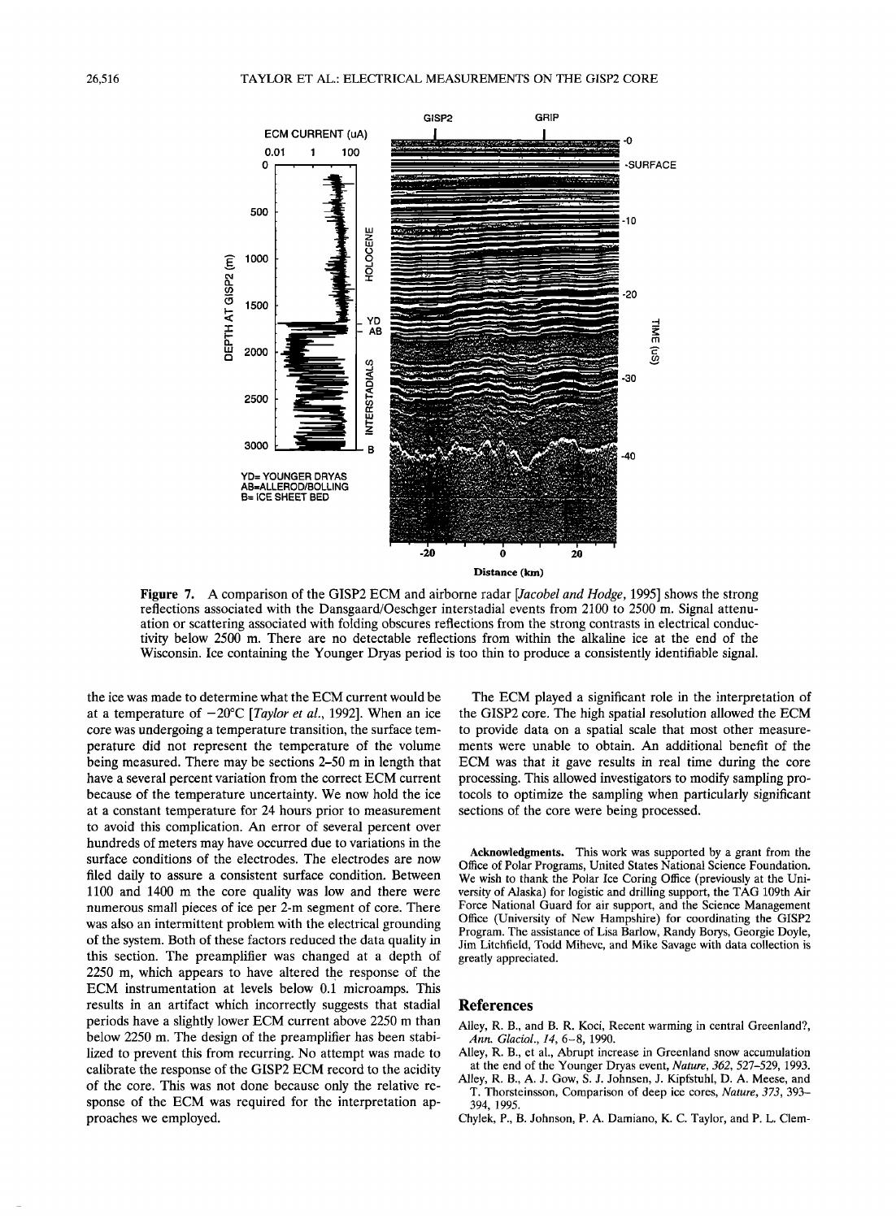Figure 7. A comparison of the GISP2 ECM and airborne radar [*Jacobel and Hodge*, 1995] shows the strong reflections associated with the Dansgaard/Oeschger interstadial events from 2100 to 2500 m. Signal attenuation or scattering associated with folding obscures reflections from the strong contrasts in electrical conductivity below 2500 m. There are no detectable reflections from within the alkaline ice at the end of the Wisconsin. Ice containing the Younger Dryas period is too thin to produce a consistently identifiable signal.

the ice was made to determine what the ECM current would be at a temperature of −20°C [*Taylor et al.*, 1992]. When an ice core was undergoing a temperature transition, the surface temperature did not represent the temperature of the volume being measured. There may be sections 2–50 m in length that have a several percent variation from the correct ECM current because of the temperature uncertainty. We now hold the ice at a constant temperature for 24 hours prior to measurement to avoid this complication. An error of several percent over hundreds of meters may have occurred due to variations in the surface conditions of the electrodes. The electrodes are now filed daily to assure a consistent surface condition. Between 1100 and 1400 m the core quality was low and there were numerous small pieces of ice per 2-m segment of core. There was also an intermittent problem with the electrical grounding of the system. Both of these factors reduced the data quality in this section. The preamplifier was changed at a depth of 2250 m, which appears to have altered the response of the ECM instrumentation at levels below 0.1 microamps. This results in an artifact which incorrectly suggests that stadial periods have a slightly lower ECM current above 2250 m than below 2250 m. The design of the preamplifier has been stabilized to prevent this from recurring. No attempt was made to calibrate the response of the GISP2 ECM record to the acidity of the core. This was not done because only the relative response of the ECM was required for the interpretation approaches we employed.

The ECM played a significant role in the interpretation of the GISP2 core. The high spatial resolution allowed the ECM to provide data on a spatial scale that most other measurements were unable to obtain. An additional benefit of the ECM was that it gave results in real time during the core processing. This allowed investigators to modify sampling protocols to optimize the sampling when particularly significant sections of the core were being processed.

**Acknowledgments.** This work was supported by a grant from the Office of Polar Programs, United States National Science Foundation. We wish to thank the Polar Ice Coring Office (previously at the University of Alaska) for logistic and drilling support, the TAG 109th Air Force National Guard for air support, and the Science Management Office (University of New Hampshire) for coordinating the GISP2 Program. The assistance of Lisa Barlow, Randy Borys, Georgie Doyle, Jim Litchfield, Todd Mihevc, and Mike Savage with data collection is greatly appreciated.

## References

Alley, R. B., and B. R. Koci, Recent warming in central Greenland?, *Ann. Glaciol.*, *14*, 6–8, 1990.

Alley, R. B., et al., Abrupt increase in Greenland snow accumulation at the end of the Younger Dryas event, *Nature*, *362*, 527–529, 1993.

Alley, R. B., A. J. Gow, S. J. Johnsen, J. Kipfstuhl, D. A. Meese, and T. Thorsteinsson, Comparison of deep ice cores, *Nature*, *373*, 393–394, 1995.

Chylek, P., B. Johnson, P. A. Damiano, K. C. Taylor, and P. L. Clem-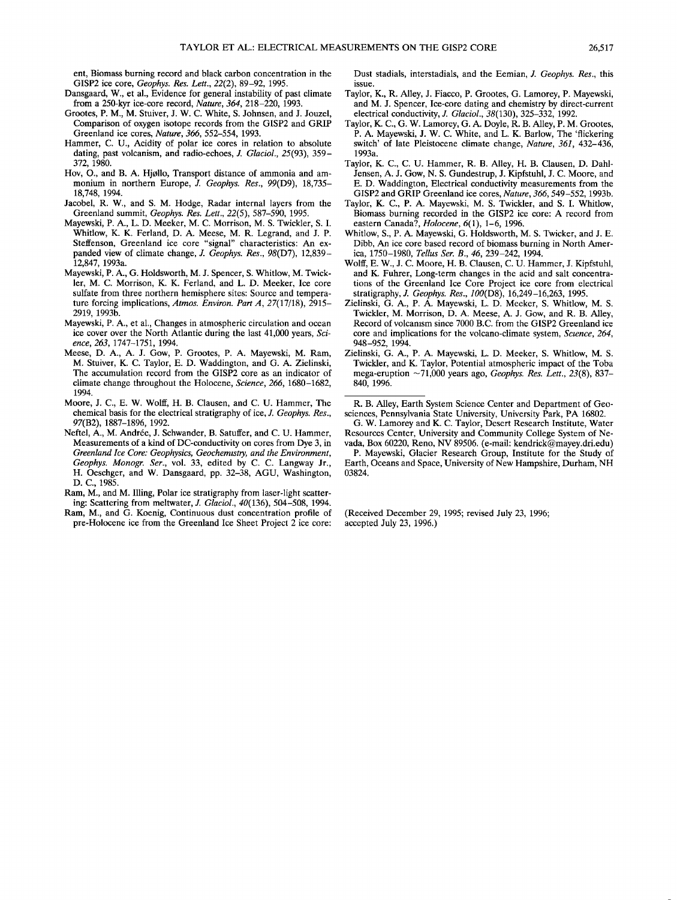ent, Biomass burning record and black carbon concentration in the GISP2 ice core, *Geophys. Res. Lett., 22*(2), 89–92, 1995.

Dansgaard, W., et al., Evidence for general instability of past climate from a 250-kyr ice-core record, *Nature, 364*, 218–220, 1993.

Grootes, P. M., M. Stuiver, J. W. C. White, S. Johnsen, and J. Jouzel, Comparison of oxygen isotope records from the GISP2 and GRIP Greenland ice cores, *Nature, 366*, 552–554, 1993.

Hammer, C. U., Acidity of polar ice cores in relation to absolute dating, past volcanism, and radio-echoes, *J. Glaciol., 25*(93), 359–372, 1980.

Hov, O., and B. A. Hjøllo, Transport distance of ammonia and ammonium in northern Europe, *J. Geophys. Res., 99*(D9), 18,735–18,748, 1994.

Jacobel, R. W., and S. M. Hodge, Radar internal layers from the Greenland summit, *Geophys. Res. Lett., 22*(5), 587–590, 1995.

Mayewski, P. A., L. D. Meeker, M. C. Morrison, M. S. Twickler, S. I. Whitlow, K. K. Ferland, D. A. Meese, M. R. Legrand, and J. P. Steffenson, Greenland ice core "signal" characteristics: An expanded view of climate change, *J. Geophys. Res., 98*(D7), 12,839–12,847, 1993a.

Mayewski, P. A., G. Holdsworth, M. J. Spencer, S. Whitlow, M. Twickler, M. C. Morrison, K. K. Ferland, and L. D. Meeker, Ice core sulfate from three northern hemisphere sites: Source and temperature forcing implications, *Atmos. Environ. Part A, 27*(17/18), 2915–2919, 1993b.

Mayewski, P. A., et al., Changes in atmospheric circulation and ocean ice cover over the North Atlantic during the last 41,000 years, *Science, 263*, 1747–1751, 1994.

Meese, D. A., A. J. Gow, P. Grootes, P. A. Mayewski, M. Ram, M. Stuiver, K. C. Taylor, E. D. Waddington, and G. A. Zielinski, The accumulation record from the GISP2 core as an indicator of climate change throughout the Holocene, *Science, 266*, 1680–1682, 1994.

Moore, J. C., E. W. Wolff, H. B. Clausen, and C. U. Hammer, The chemical basis for the electrical stratigraphy of ice, *J. Geophys. Res., 97*(B2), 1887–1896, 1992.

Neftel, A., M. Andrée, J. Schwander, B. Satuffer, and C. U. Hammer, Measurements of a kind of DC-conductivity on cores from Dye 3, in *Greenland Ice Core: Geophysics, Geochemistry, and the Environment, Geophys. Monogr. Ser.*, vol. 33, edited by C. C. Langway Jr., H. Oeschger, and W. Dansgaard, pp. 32–38, AGU, Washington, D. C., 1985.

Ram, M., and M. Illing, Polar ice stratigraphy from laser-light scattering: Scattering from meltwater, *J. Glaciol., 40*(136), 504–508, 1994.

Ram, M., and G. Koenig, Continuous dust concentration profile of pre-Holocene ice from the Greenland Ice Sheet Project 2 ice core: Dust stadials, interstadials, and the Eemian, *J. Geophys. Res.*, this issue.

Taylor, K., R. Alley, J. Fiacco, P. Grootes, G. Lamorey, P. Mayewski, and M. J. Spencer, Ice-core dating and chemistry by direct-current electrical conductivity, *J. Glaciol., 38*(130), 325–332, 1992.

Taylor, K. C., G. W. Lamorey, G. A. Doyle, R. B. Alley, P. M. Grootes, P. A. Mayewski, J. W. C. White, and L. K. Barlow, The 'flickering switch' of late Pleistocene climate change, *Nature, 361*, 432–436, 1993a.

Taylor, K. C., C. U. Hammer, R. B. Alley, H. B. Clausen, D. Dahl-Jensen, A. J. Gow, N. S. Gundestrup, J. Kipfstuhl, J. C. Moore, and E. D. Waddington, Electrical conductivity measurements from the GISP2 and GRIP Greenland ice cores, *Nature, 366*, 549–552, 1993b.

Taylor, K. C., P. A. Mayewski, M. S. Twickler, and S. I. Whitlow, Biomass burning recorded in the GISP2 ice core: A record from eastern Canada?, *Holocene, 6*(1), 1–6, 1996.

Whitlow, S., P. A. Mayewski, G. Holdsworth, M. S. Twickler, and J. E. Dibb, An ice core based record of biomass burning in North America, 1750–1980, *Tellus Ser. B., 46*, 239–242, 1994.

Wolff, E. W., J. C. Moore, H. B. Clausen, C. U. Hammer, J. Kipfstuhl, and K. Fuhrer, Long-term changes in the acid and salt concentrations of the Greenland Ice Core Project ice core from electrical stratigraphy, *J. Geophys. Res., 100*(D8), 16,249–16,263, 1995.

Zielinski, G. A., P. A. Mayewski, L. D. Meeker, S. Whitlow, M. S. Twickler, M. Morrison, D. A. Meese, A. J. Gow, and R. B. Alley, Record of volcanism since 7000 B.C. from the GISP2 Greenland ice core and implications for the volcano-climate system, *Science, 264*, 948–952, 1994.

Zielinski, G. A., P. A. Mayewski, L. D. Meeker, S. Whitlow, M. S. Twickler, and K. Taylor, Potential atmospheric impact of the Toba mega-eruption ~71,000 years ago, *Geophys. Res. Lett., 23*(8), 837–840, 1996.

---

R. B. Alley, Earth System Science Center and Department of Geosciences, Pennsylvania State University, University Park, PA 16802.

G. W. Lamorey and K. C. Taylor, Desert Research Institute, Water Resources Center, University and Community College System of Nevada, Box 60220, Reno, NV 89506. (e-mail: kendrick@mayey.dri.edu)

P. Mayewski, Glacier Research Group, Institute for the Study of Earth, Oceans and Space, University of New Hampshire, Durham, NH 03824.

(Received December 29, 1995; revised July 23, 1996; accepted July 23, 1996.)